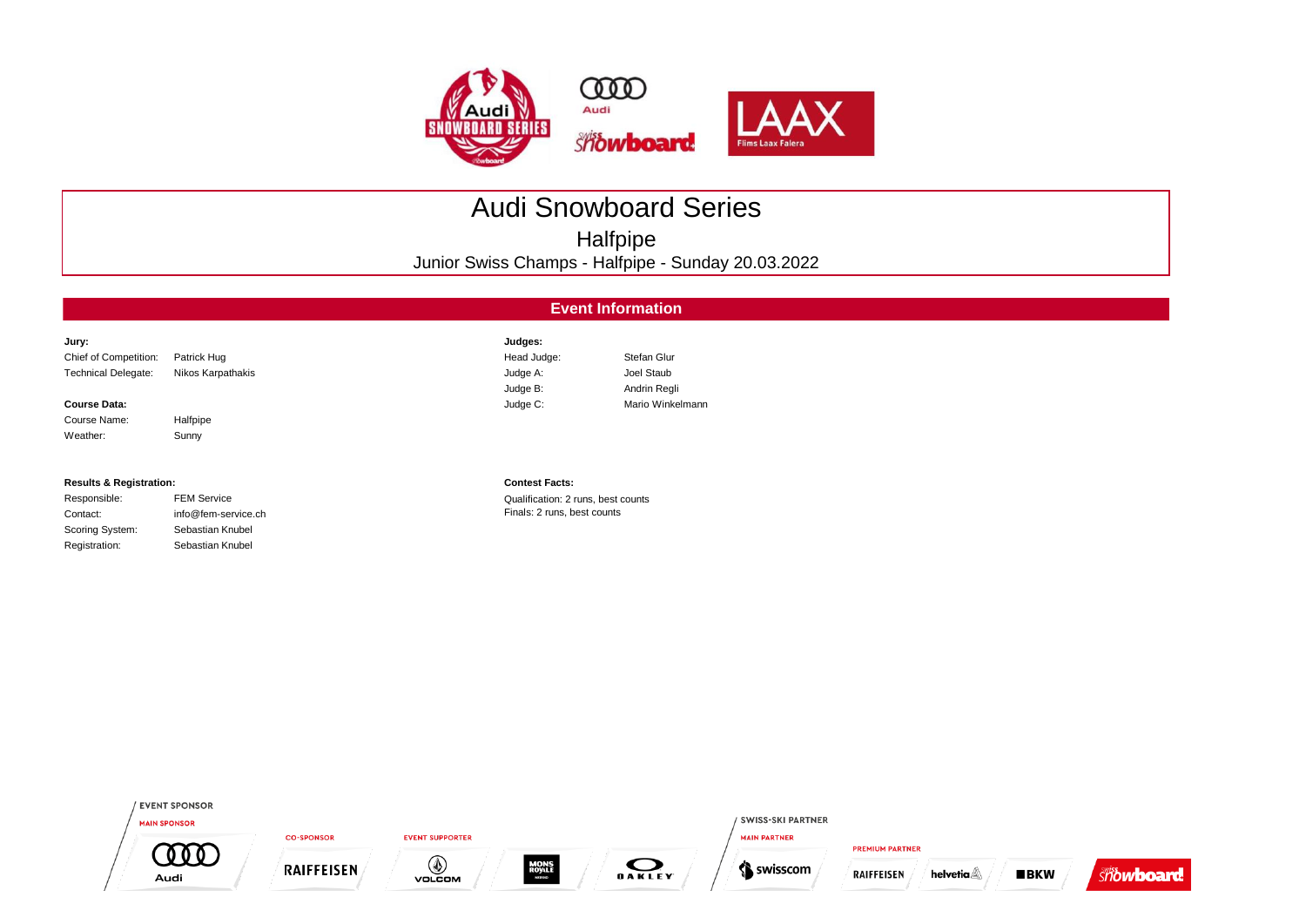# Audi Snowboard Series

## Halfpipe

Junior Swiss Champs - Halfpipe - Sunday 20.03.2022

## Event Information

**Jury:**

| | |
|---|---|
| Chief of Competition: | Patrick Hug |
| Technical Delegate: | Nikos Karpathakis |

**Course Data:**

| | |
|---|---|
| Course Name: | Halfpipe |
| Weather: | Sunny |

**Judges:**

| | |
|---|---|
| Head Judge: | Stefan Glur |
| Judge A: | Joel Staub |
| Judge B: | Andrin Regli |
| Judge C: | Mario Winkelmann |

**Results & Registration:**

| | |
|---|---|
| Responsible: | FEM Service |
| Contact: | info@fem-service.ch |
| Scoring System: | Sebastian Knubel |
| Registration: | Sebastian Knubel |

**Contest Facts:**

Qualification: 2 runs, best counts
Finals: 2 runs, best counts

EVENT SPONSOR

MAIN SPONSOR: Audi

CO-SPONSOR: RAIFFEISEN

EVENT SUPPORTER: VOLCOM, MONS ROYALE, OAKLEY

SWISS-SKI PARTNER

MAIN PARTNER: swisscom

PREMIUM PARTNER: RAIFFEISEN, helvetia, BKW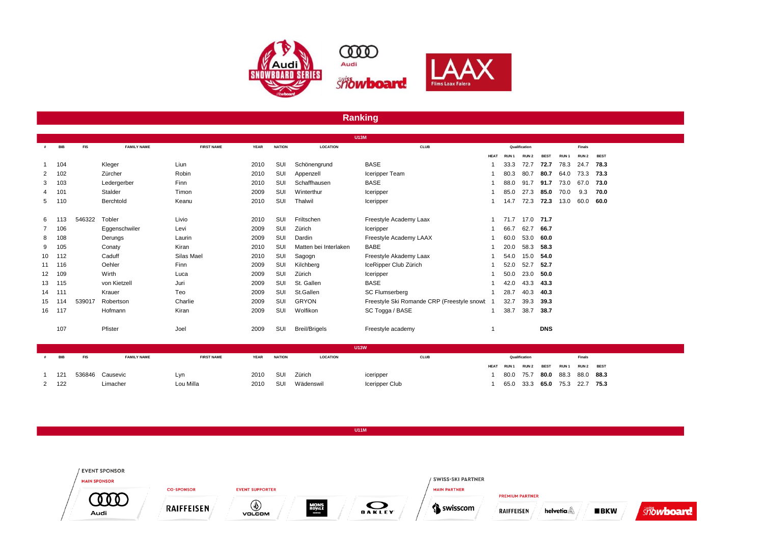## Ranking

### U13M

| # | BIB | FIS | FAMILY NAME | FIRST NAME | YEAR | NATION | LOCATION | CLUB | Qualification | | | | Finals | | |
|---|---|---|---|---|---|---|---|---|---|---|---|---|---|---|---|
| | | | | | | | | | HEAT | RUN 1 | RUN 2 | BEST | RUN 1 | RUN 2 | BEST |
| 1 | 104 | | Kleger | Liun | 2010 | SUI | Schönengrund | BASE | 1 | 33.3 | 72.7 | **72.7** | 78.3 | 24.7 | **78.3** |
| 2 | 102 | | Zürcher | Robin | 2010 | SUI | Appenzell | Icerippel Team | 1 | 80.3 | 80.7 | **80.7** | 64.0 | 73.3 | **73.3** |
| 3 | 103 | | Ledergerber | Finn | 2010 | SUI | Schaffhausen | BASE | 1 | 88.0 | 91.7 | **91.7** | 73.0 | 67.0 | **73.0** |
| 4 | 101 | | Stalder | Timon | 2009 | SUI | Winterthur | Iceripper | 1 | 85.0 | 27.3 | **85.0** | 70.0 | 9.3 | **70.0** |
| 5 | 110 | | Berchtold | Keanu | 2010 | SUI | Thalwil | Iceripper | 1 | 14.7 | 72.3 | **72.3** | 13.0 | 60.0 | **60.0** |
| 6 | 113 | 546322 | Tobler | Livio | 2010 | SUI | Friltschen | Freestyle Academy Laax | 1 | 71.7 | 17.0 | **71.7** | | | |
| 7 | 106 | | Eggenschwiler | Levi | 2009 | SUI | Zürich | Iceripper | 1 | 66.7 | 62.7 | **66.7** | | | |
| 8 | 108 | | Derungs | Laurin | 2009 | SUI | Dardin | Freestyle Academy LAAX | 1 | 60.0 | 53.0 | **60.0** | | | |
| 9 | 105 | | Conaty | Kiran | 2010 | SUI | Matten bei Interlaken | BABE | 1 | 20.0 | 58.3 | **58.3** | | | |
| 10 | 112 | | Caduff | Silas Mael | 2010 | SUI | Sagogn | Freestyle Akademy Laax | 1 | 54.0 | 15.0 | **54.0** | | | |
| 11 | 116 | | Oehler | Finn | 2009 | SUI | Kilchberg | IceRipper Club Zürich | 1 | 52.0 | 52.7 | **52.7** | | | |
| 12 | 109 | | Wirth | Luca | 2009 | SUI | Zürich | Iceripper | 1 | 50.0 | 23.0 | **50.0** | | | |
| 13 | 115 | | von Kietzell | Juri | 2009 | SUI | St. Gallen | BASE | 1 | 42.0 | 43.3 | **43.3** | | | |
| 14 | 111 | | Krauer | Teo | 2009 | SUI | St.Gallen | SC Flumserberg | 1 | 28.7 | 40.3 | **40.3** | | | |
| 15 | 114 | 539017 | Robertson | Charlie | 2009 | SUI | GRYON | Freestyle Ski Romande CRP (Freestyle snowb | 1 | 32.7 | 39.3 | **39.3** | | | |
| 16 | 117 | | Hofmann | Kiran | 2009 | SUI | Wolfikon | SC Togga / BASE | 1 | 38.7 | 38.7 | **38.7** | | | |
| | 107 | | Pfister | Joel | 2009 | SUI | Breil/Brigels | Freestyle academy | 1 | | | **DNS** | | | |

### U13W

| # | BIB | FIS | FAMILY NAME | FIRST NAME | YEAR | NATION | LOCATION | CLUB | Qualification | | | | Finals | | |
|---|---|---|---|---|---|---|---|---|---|---|---|---|---|---|---|
| | | | | | | | | | HEAT | RUN 1 | RUN 2 | BEST | RUN 1 | RUN 2 | BEST |
| 1 | 121 | 536846 | Causevic | Lyn | 2010 | SUI | Zürich | iceripper | 1 | 80.0 | 75.7 | **80.0** | 88.3 | 88.0 | **88.3** |
| 2 | 122 | | Limacher | Lou Milla | 2010 | SUI | Wädenswil | Iceripper Club | 1 | 65.0 | 33.3 | **65.0** | 75.3 | 22.7 | **75.3** |

### U11M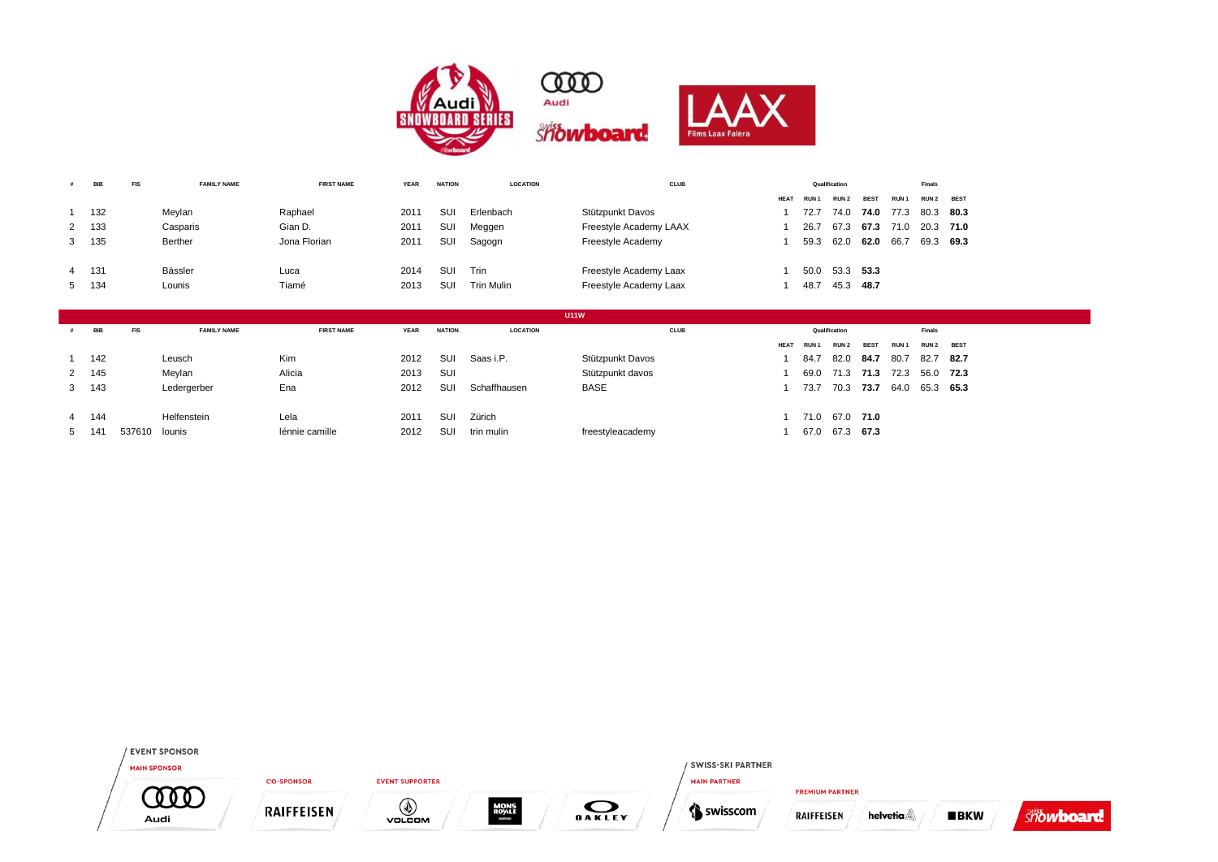| # | BIB | FIS | FAMILY NAME | FIRST NAME | YEAR | NATION | LOCATION | CLUB | Qualification | | | | Finals | | |
|---|---|---|---|---|---|---|---|---|---|---|---|---|---|---|---|
| | | | | | | | | | HEAT | RUN 1 | RUN 2 | BEST | RUN 1 | RUN 2 | BEST |
| 1 | 132 | | Meylan | Raphael | 2011 | SUI | Erlenbach | Stützpunkt Davos | 1 | 72.7 | 74.0 | **74.0** | 77.3 | 80.3 | **80.3** |
| 2 | 133 | | Casparis | Gian D. | 2011 | SUI | Meggen | Freestyle Academy LAAX | 1 | 26.7 | 67.3 | **67.3** | 71.0 | 20.3 | **71.0** |
| 3 | 135 | | Berther | Jona Florian | 2011 | SUI | Sagogn | Freestyle Academy | 1 | 59.3 | 62.0 | **62.0** | 66.7 | 69.3 | **69.3** |
| 4 | 131 | | Bässler | Luca | 2014 | SUI | Trin | Freestyle Academy Laax | 1 | 50.0 | 53.3 | **53.3** | | | |
| 5 | 134 | | Lounis | Tiamé | 2013 | SUI | Trin Mulin | Freestyle Academy Laax | 1 | 48.7 | 45.3 | **48.7** | | | |

**U11W**

| # | BIB | FIS | FAMILY NAME | FIRST NAME | YEAR | NATION | LOCATION | CLUB | Qualification | | | | Finals | | |
|---|---|---|---|---|---|---|---|---|---|---|---|---|---|---|---|
| | | | | | | | | | HEAT | RUN 1 | RUN 2 | BEST | RUN 1 | RUN 2 | BEST |
| 1 | 142 | | Leusch | Kim | 2012 | SUI | Saas i.P. | Stützpunkt Davos | 1 | 84.7 | 82.0 | **84.7** | 80.7 | 82.7 | **82.7** |
| 2 | 145 | | Meylan | Alicia | 2013 | SUI | | Stützpunkt davos | 1 | 69.0 | 71.3 | **71.3** | 72.3 | 56.0 | **72.3** |
| 3 | 143 | | Ledergerber | Ena | 2012 | SUI | Schaffhausen | BASE | 1 | 73.7 | 70.3 | **73.7** | 64.0 | 65.3 | **65.3** |
| 4 | 144 | | Helfenstein | Lela | 2011 | SUI | Zürich | | 1 | 71.0 | 67.0 | **71.0** | | | |
| 5 | 141 | 537610 | lounis | lénnie camille | 2012 | SUI | trin mulin | freestyleacademy | 1 | 67.0 | 67.3 | **67.3** | | | |